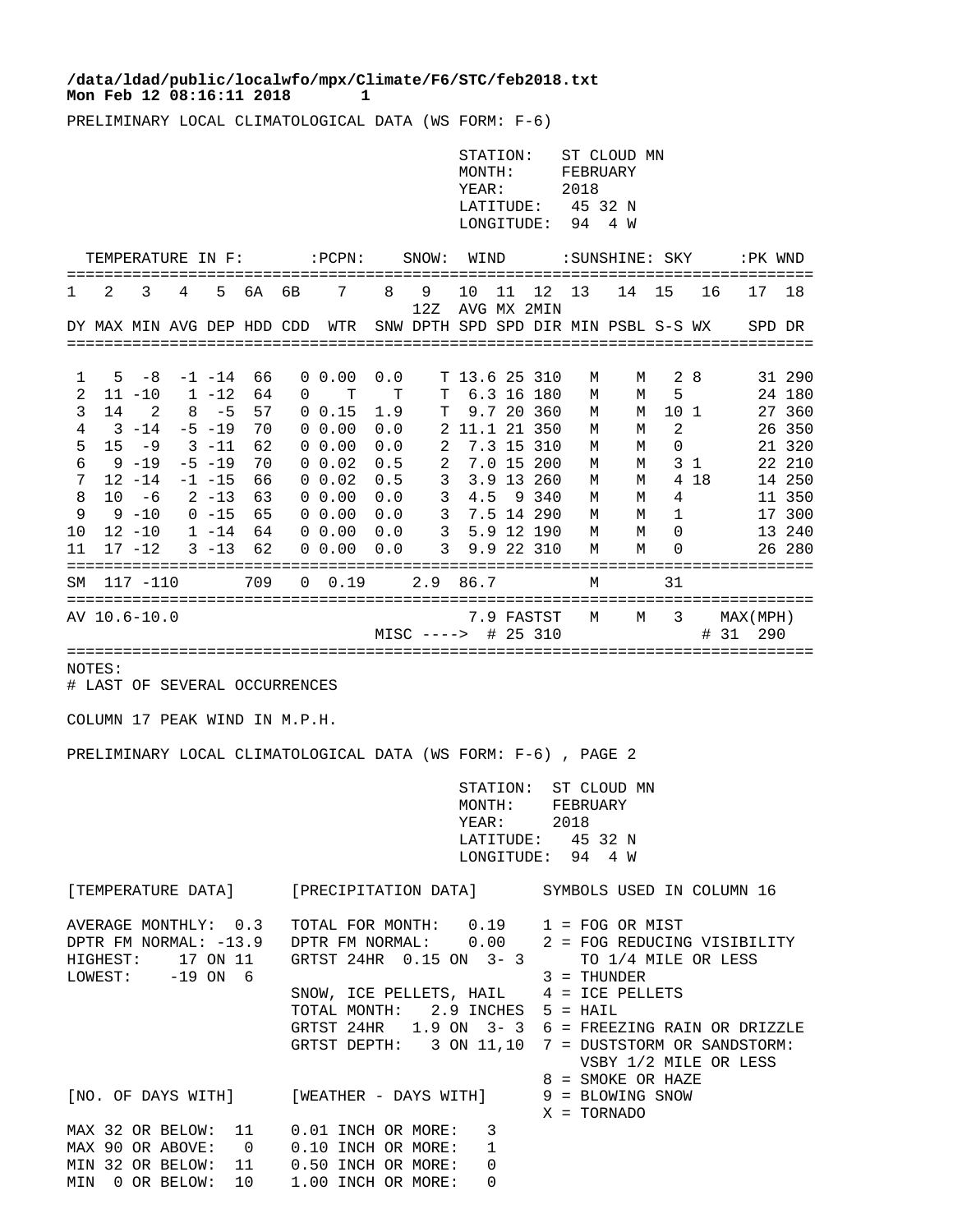/data/ldad/public/localwfo/mpx/Climate/F6/STC/feb2018.txt
Mon Feb 12 08:16:11 2018

PRELIMINARY LOCAL CLIMATOLOGICAL DATA (WS FORM: F-6)

STATION: ST CLOUD MN
MONTH: FEBRUARY
YEAR: 2018
LATITUDE: 45 32 N
LONGITUDE: 94 4 W

| TEMPERATURE IN F: | | | | | | | PCPN: | SNOW: | | WIND | | | SUNSHINE: | | SKY | | PK WND | |
|---|---|---|---|---|---|---|---|---|---|---|---|---|---|---|---|---|---|---|
| 1 | 2 | 3 | 4 | 5 | 6A | 6B | 7 | 8 | 9 | 10 | 11 | 12 | 13 | 14 | 15 | 16 | 17 | 18 |
| | | | | | | | | | 12Z | AVG | MX | 2MIN | | | | | | |
| DY | MAX | MIN | AVG | DEP | HDD | CDD | WTR | SNW | DPTH | SPD | SPD | DIR | MIN | PSBL | S-S | WX | SPD | DR |
| 1 | 5 | -8 | -1 | -14 | 66 | 0 | 0.00 | 0.0 | T | 13.6 | 25 | 310 | M | M | 2 | 8 | 31 | 290 |
| 2 | 11 | -10 | 1 | -12 | 64 | 0 | T | T | T | 6.3 | 16 | 180 | M | M | 5 | | 24 | 180 |
| 3 | 14 | 2 | 8 | -5 | 57 | 0 | 0.15 | 1.9 | T | 9.7 | 20 | 360 | M | M | 10 | 1 | 27 | 360 |
| 4 | 3 | -14 | -5 | -19 | 70 | 0 | 0.00 | 0.0 | 2 | 11.1 | 21 | 350 | M | M | 2 | | 26 | 350 |
| 5 | 15 | -9 | 3 | -11 | 62 | 0 | 0.00 | 0.0 | 2 | 7.3 | 15 | 310 | M | M | 0 | | 21 | 320 |
| 6 | 9 | -19 | -5 | -19 | 70 | 0 | 0.02 | 0.5 | 2 | 7.0 | 15 | 200 | M | M | 3 | 1 | 22 | 210 |
| 7 | 12 | -14 | -1 | -15 | 66 | 0 | 0.02 | 0.5 | 3 | 3.9 | 13 | 260 | M | M | 4 | 18 | 14 | 250 |
| 8 | 10 | -6 | 2 | -13 | 63 | 0 | 0.00 | 0.0 | 3 | 4.5 | 9 | 340 | M | M | 4 | | 11 | 350 |
| 9 | 9 | -10 | 0 | -15 | 65 | 0 | 0.00 | 0.0 | 3 | 7.5 | 14 | 290 | M | M | 1 | | 17 | 300 |
| 10 | 12 | -10 | 1 | -14 | 64 | 0 | 0.00 | 0.0 | 3 | 5.9 | 12 | 190 | M | M | 0 | | 13 | 240 |
| 11 | 17 | -12 | 3 | -13 | 62 | 0 | 0.00 | 0.0 | 3 | 9.9 | 22 | 310 | M | M | 0 | | 26 | 280 |
| SM | 117 | -110 | | | 709 | 0 | 0.19 | 2.9 | | 86.7 | | | M | | 31 | | | |
| AV | 10.6 | -10.0 | | | | | | | | 7.9 | FASTST | | M | M | 3 | | MAX(MPH) | |
| | | | | | | | | MISC ----> | | | # 25 | 310 | | | | | # 31 | 290 |

NOTES:
# LAST OF SEVERAL OCCURRENCES

COLUMN 17 PEAK WIND IN M.P.H.

PRELIMINARY LOCAL CLIMATOLOGICAL DATA (WS FORM: F-6) , PAGE 2

STATION: ST CLOUD MN
MONTH: FEBRUARY
YEAR: 2018
LATITUDE: 45 32 N
LONGITUDE: 94 4 W

[TEMPERATURE DATA]

AVERAGE MONTHLY: 0.3
DPTR FM NORMAL: -13.9
HIGHEST: 17 ON 11
LOWEST: -19 ON 6

[PRECIPITATION DATA]

TOTAL FOR MONTH: 0.19
DPTR FM NORMAL: 0.00
GRTST 24HR 0.15 ON 3- 3

SNOW, ICE PELLETS, HAIL
TOTAL MONTH: 2.9 INCHES
GRTST 24HR 1.9 ON 3- 3
GRTST DEPTH: 3 ON 11,10

SYMBOLS USED IN COLUMN 16

1 = FOG OR MIST
2 = FOG REDUCING VISIBILITY TO 1/4 MILE OR LESS
3 = THUNDER
4 = ICE PELLETS
5 = HAIL
6 = FREEZING RAIN OR DRIZZLE
7 = DUSTSTORM OR SANDSTORM: VSBY 1/2 MILE OR LESS
8 = SMOKE OR HAZE
9 = BLOWING SNOW
X = TORNADO

[NO. OF DAYS WITH]

MAX 32 OR BELOW: 11
MAX 90 OR ABOVE: 0
MIN 32 OR BELOW: 11
MIN 0 OR BELOW: 10

[WEATHER - DAYS WITH]

0.01 INCH OR MORE: 3
0.10 INCH OR MORE: 1
0.50 INCH OR MORE: 0
1.00 INCH OR MORE: 0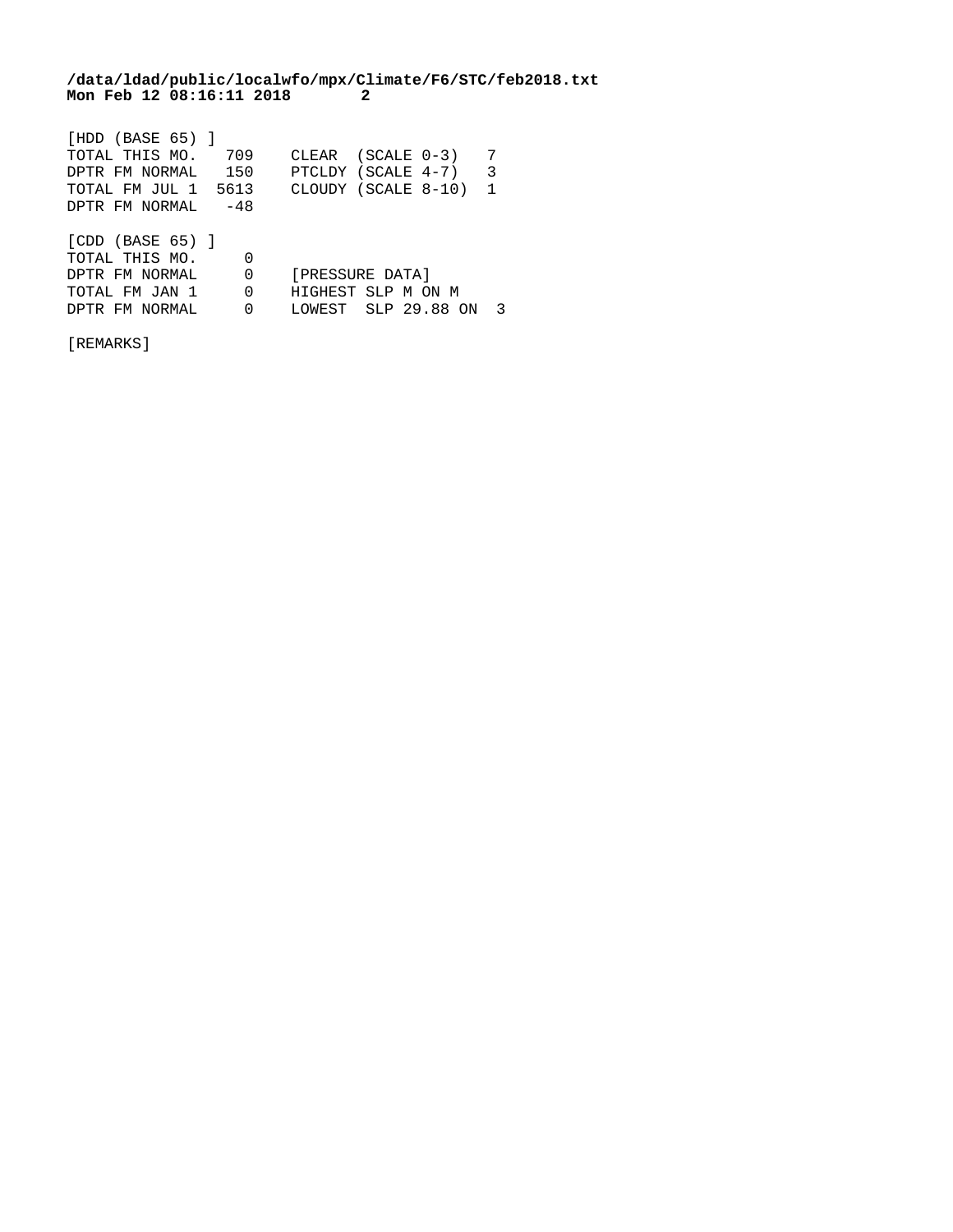**/data/ldad/public/localwfo/mpx/Climate/F6/STC/feb2018.txt**
**Mon Feb 12 08:16:11 2018**

```
[HDD (BASE 65) ]
TOTAL THIS MO.   709    CLEAR  (SCALE 0-3)   7
DPTR FM NORMAL   150    PTCLDY (SCALE 4-7)   3
TOTAL FM JUL 1  5613    CLOUDY (SCALE 8-10)  1
DPTR FM NORMAL   -48

[CDD (BASE 65) ]
TOTAL THIS MO.     0
DPTR FM NORMAL     0    [PRESSURE DATA]
TOTAL FM JAN 1     0    HIGHEST SLP M ON M
DPTR FM NORMAL     0    LOWEST  SLP 29.88 ON  3

[REMARKS]
```